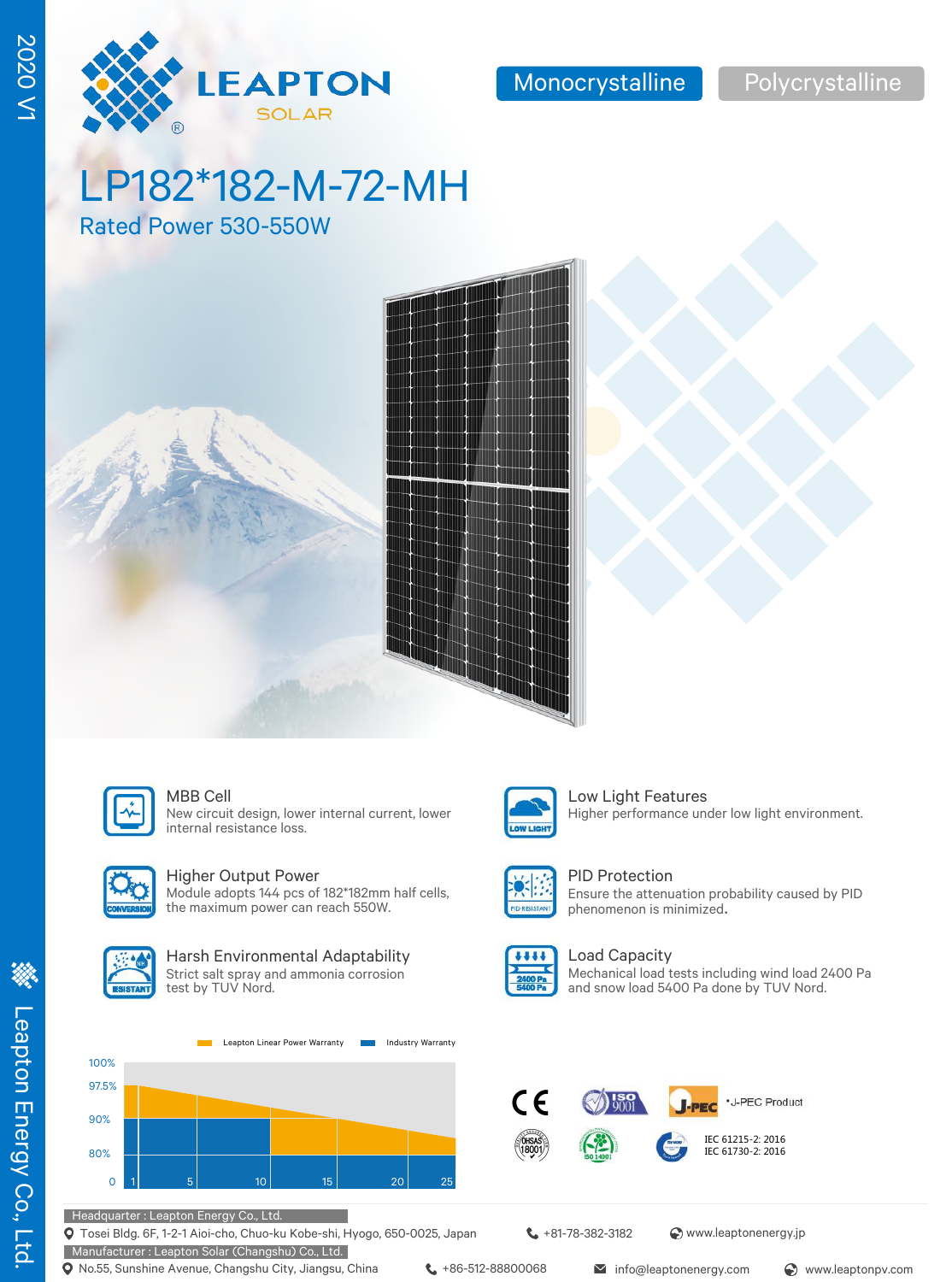2020 V1

LEAPTON SOLAR

Monocrystalline | Polycrystalline

# LP182*182-M-72-MH

## Rated Power 530-550W

### MBB Cell
New circuit design, lower internal current, lower internal resistance loss.

### Low Light Features
Higher performance under low light environment.

### Higher Output Power
Module adopts 144 pcs of 182*182mm half cells, the maximum power can reach 550W.

### PID Protection
Ensure the attenuation probability caused by PID phenomenon is minimized.

### Harsh Environmental Adaptability
Strict salt spray and ammonia corrosion test by TUV Nord.

### Load Capacity
Mechanical load tests including wind load 2400 Pa and snow load 5400 Pa done by TUV Nord.

Leapton Linear Power Warranty | Industry Warranty

100%, 97.5%, 90%, 80%, 0 — years 1, 5, 10, 15, 20, 25

CE, ISO 9001, J-PEC *J-PEC Product, OHSAS 18001, ISO 14001, IEC 61215-2: 2016, IEC 61730-2: 2016

Headquarter : Leapton Energy Co., Ltd.
Tosei Bldg. 6F, 1-2-1 Aioi-cho, Chuo-ku Kobe-shi, Hyogo, 650-0025, Japan | +81-78-382-3182 | www.leaptonenergy.jp

Manufacturer : Leapton Solar (Changshu) Co., Ltd.
No.55, Sunshine Avenue, Changshu City, Jiangsu, China | +86-512-88800068 | info@leaptonenergy.com | www.leaptonpv.com

Leapton Energy Co., Ltd.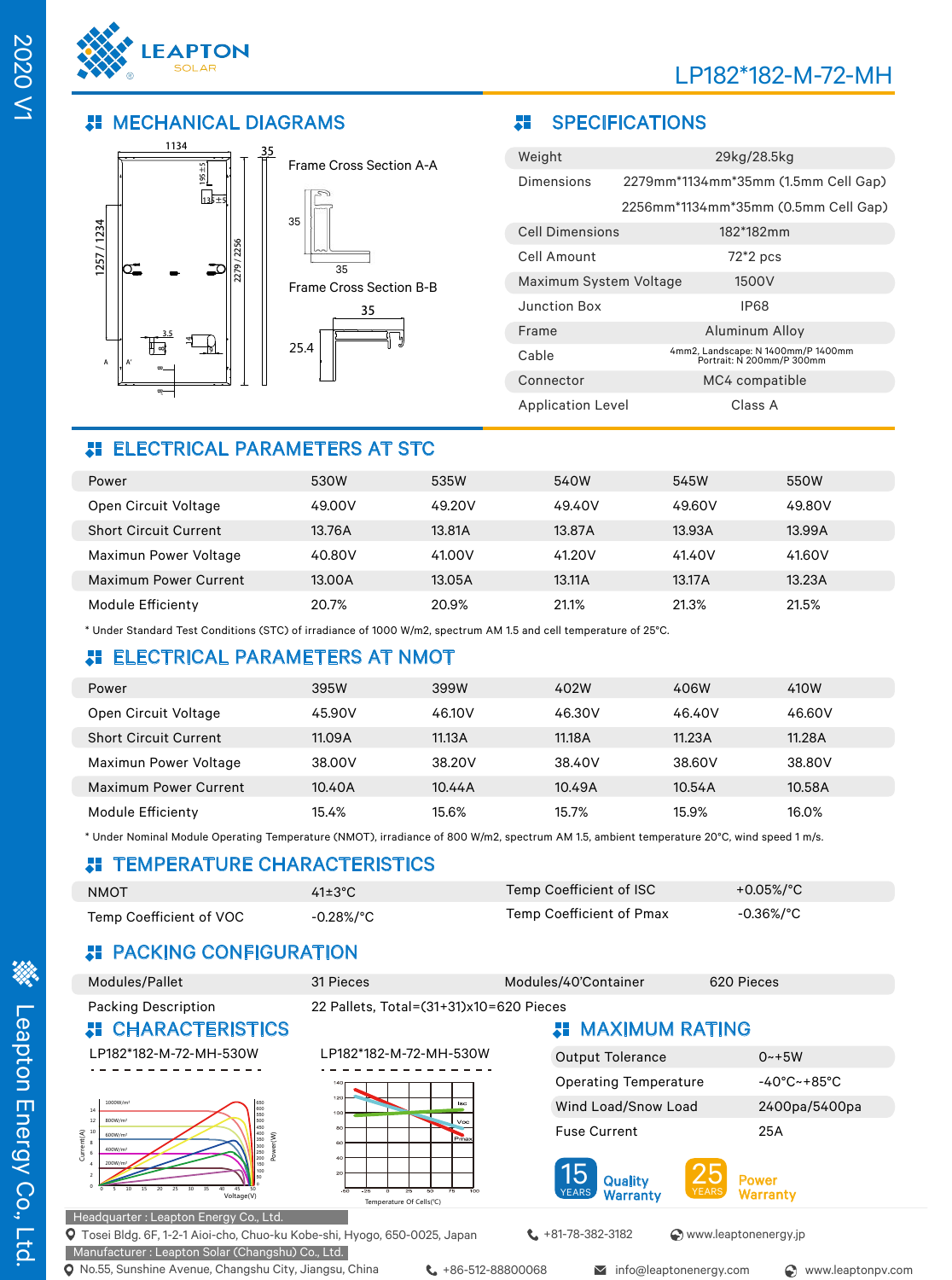2020 V1

LEAPTON SOLAR

# LP182*182-M-72-MH

## MECHANICAL DIAGRAMS

1134
35
195±5
135±5
1257 / 1234
2279 / 2256
3.5
14
9
A
A'

Frame Cross Section A-A

35
35

Frame Cross Section B-B

35
25.4

## SPECIFICATIONS

| | |
|---|---|
| Weight | 29kg/28.5kg |
| Dimensions | 2279mm*1134mm*35mm (1.5mm Cell Gap) |
| | 2256mm*1134mm*35mm (0.5mm Cell Gap) |
| Cell Dimensions | 182*182mm |
| Cell Amount | 72*2 pcs |
| Maximum System Voltage | 1500V |
| Junction Box | IP68 |
| Frame | Aluminum Alloy |
| Cable | 4mm2, Landscape: N 1400mm/P 1400mm Portrait: N 200mm/P 300mm |
| Connector | MC4 compatible |
| Application Level | Class A |

## ELECTRICAL PARAMETERS AT STC

| Power | 530W | 535W | 540W | 545W | 550W |
|---|---|---|---|---|---|
| Open Circuit Voltage | 49.00V | 49.20V | 49.40V | 49.60V | 49.80V |
| Short Circuit Current | 13.76A | 13.81A | 13.87A | 13.93A | 13.99A |
| Maximun Power Voltage | 40.80V | 41.00V | 41.20V | 41.40V | 41.60V |
| Maximum Power Current | 13.00A | 13.05A | 13.11A | 13.17A | 13.23A |
| Module Efficienty | 20.7% | 20.9% | 21.1% | 21.3% | 21.5% |

* Under Standard Test Conditions (STC) of irradiance of 1000 W/m2, spectrum AM 1.5 and cell temperature of 25°C.

## ELECTRICAL PARAMETERS AT NMOT

| Power | 395W | 399W | 402W | 406W | 410W |
|---|---|---|---|---|---|
| Open Circuit Voltage | 45.90V | 46.10V | 46.30V | 46.40V | 46.60V |
| Short Circuit Current | 11.09A | 11.13A | 11.18A | 11.23A | 11.28A |
| Maximun Power Voltage | 38.00V | 38.20V | 38.40V | 38.60V | 38.80V |
| Maximum Power Current | 10.40A | 10.44A | 10.49A | 10.54A | 10.58A |
| Module Efficienty | 15.4% | 15.6% | 15.7% | 15.9% | 16.0% |

* Under Nominal Module Operating Temperature (NMOT), irradiance of 800 W/m2, spectrum AM 1.5, ambient temperature 20°C, wind speed 1 m/s.

## TEMPERATURE CHARACTERISTICS

| | | | |
|---|---|---|---|
| NMOT | 41±3°C | Temp Coefficient of ISC | +0.05%/°C |
| Temp Coefficient of VOC | -0.28%/°C | Temp Coefficient of Pmax | -0.36%/°C |

## PACKING CONFIGURATION

| | | | |
|---|---|---|---|
| Modules/Pallet | 31 Pieces | Modules/40'Container | 620 Pieces |
| Packing Description | 22 Pallets, Total=(31+31)x10=620 Pieces | | |

## CHARACTERISTICS

LP182*182-M-72-MH-530W

1000W/m²
800W/m²
600W/m²
400W/m²
200W/m²
Current(A)
Power(W)
Voltage(V)

LP182*182-M-72-MH-530W

Isc
Voc
Pmax
Temperature Of Cells(°C)

## MAXIMUM RATING

| | |
|---|---|
| Output Tolerance | 0~+5W |
| Operating Temperature | -40°C~+85°C |
| Wind Load/Snow Load | 2400pa/5400pa |
| Fuse Current | 25A |

15 YEARS Quality Warranty

25 YEARS Power Warranty

Headquarter : Leapton Energy Co., Ltd.

Tosei Bldg. 6F, 1-2-1 Aioi-cho, Chuo-ku Kobe-shi, Hyogo, 650-0025, Japan +81-78-382-3182 www.leaptonenergy.jp

Manufacturer : Leapton Solar (Changshu) Co., Ltd.

No.55, Sunshine Avenue, Changshu City, Jiangsu, China +86-512-88800068 info@leaptonenergy.com www.leaptonpv.com

Leapton Energy Co., Ltd.